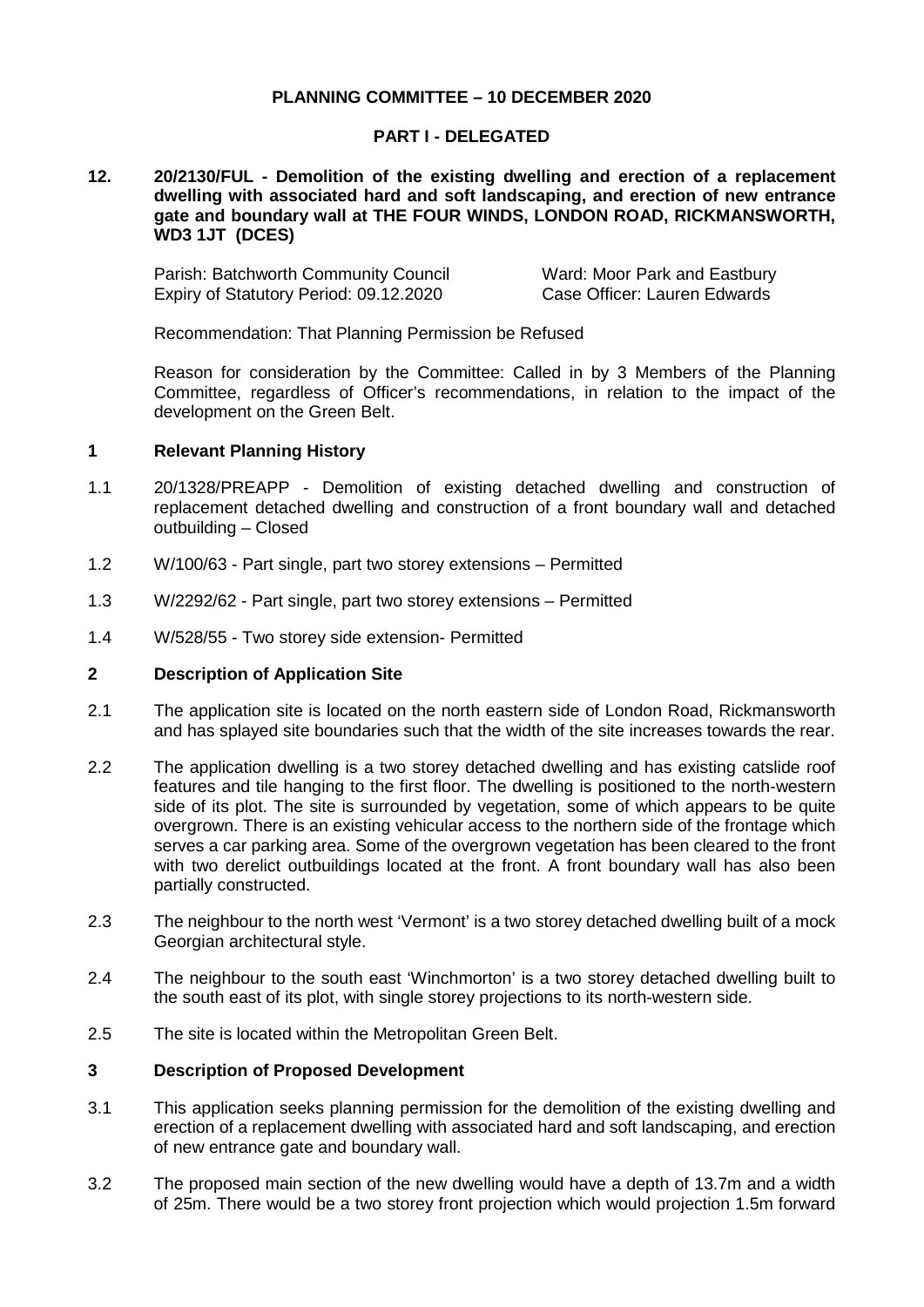**PLANNING COMMITTEE – 10 DECEMBER 2020**

**PART I - DELEGATED**

**12. 20/2130/FUL - Demolition of the existing dwelling and erection of a replacement dwelling with associated hard and soft landscaping, and erection of new entrance gate and boundary wall at THE FOUR WINDS, LONDON ROAD, RICKMANSWORTH, WD3 1JT (DCES)**

Parish: Batchworth Community Council
Ward: Moor Park and Eastbury
Expiry of Statutory Period: 09.12.2020
Case Officer: Lauren Edwards

Recommendation: That Planning Permission be Refused

Reason for consideration by the Committee: Called in by 3 Members of the Planning Committee, regardless of Officer's recommendations, in relation to the impact of the development on the Green Belt.

## 1 Relevant Planning History

1.1 20/1328/PREAPP - Demolition of existing detached dwelling and construction of replacement detached dwelling and construction of a front boundary wall and detached outbuilding – Closed

1.2 W/100/63 - Part single, part two storey extensions – Permitted

1.3 W/2292/62 - Part single, part two storey extensions – Permitted

1.4 W/528/55 - Two storey side extension- Permitted

## 2 Description of Application Site

2.1 The application site is located on the north eastern side of London Road, Rickmansworth and has splayed site boundaries such that the width of the site increases towards the rear.

2.2 The application dwelling is a two storey detached dwelling and has existing catslide roof features and tile hanging to the first floor. The dwelling is positioned to the north-western side of its plot. The site is surrounded by vegetation, some of which appears to be quite overgrown. There is an existing vehicular access to the northern side of the frontage which serves a car parking area. Some of the overgrown vegetation has been cleared to the front with two derelict outbuildings located at the front. A front boundary wall has also been partially constructed.

2.3 The neighbour to the north west 'Vermont' is a two storey detached dwelling built of a mock Georgian architectural style.

2.4 The neighbour to the south east 'Winchmorton' is a two storey detached dwelling built to the south east of its plot, with single storey projections to its north-western side.

2.5 The site is located within the Metropolitan Green Belt.

## 3 Description of Proposed Development

3.1 This application seeks planning permission for the demolition of the existing dwelling and erection of a replacement dwelling with associated hard and soft landscaping, and erection of new entrance gate and boundary wall.

3.2 The proposed main section of the new dwelling would have a depth of 13.7m and a width of 25m. There would be a two storey front projection which would projection 1.5m forward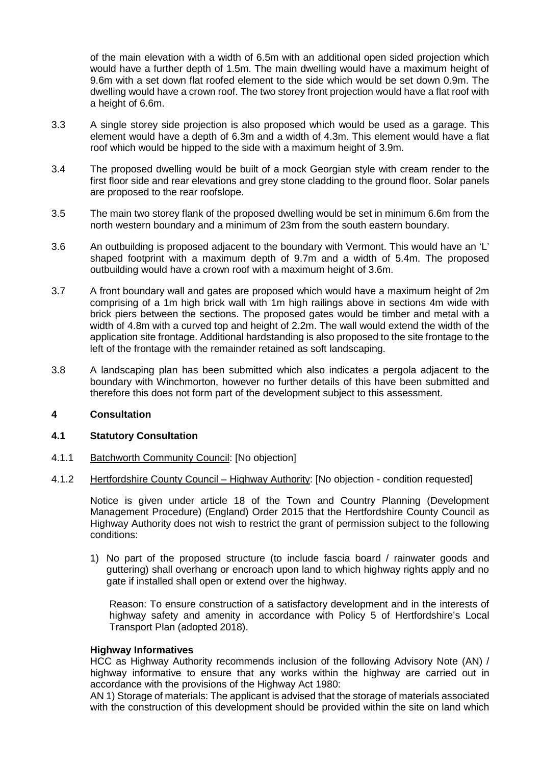of the main elevation with a width of 6.5m with an additional open sided projection which would have a further depth of 1.5m. The main dwelling would have a maximum height of 9.6m with a set down flat roofed element to the side which would be set down 0.9m. The dwelling would have a crown roof. The two storey front projection would have a flat roof with a height of 6.6m.

3.3 A single storey side projection is also proposed which would be used as a garage. This element would have a depth of 6.3m and a width of 4.3m. This element would have a flat roof which would be hipped to the side with a maximum height of 3.9m.

3.4 The proposed dwelling would be built of a mock Georgian style with cream render to the first floor side and rear elevations and grey stone cladding to the ground floor. Solar panels are proposed to the rear roofslope.

3.5 The main two storey flank of the proposed dwelling would be set in minimum 6.6m from the north western boundary and a minimum of 23m from the south eastern boundary.

3.6 An outbuilding is proposed adjacent to the boundary with Vermont. This would have an 'L' shaped footprint with a maximum depth of 9.7m and a width of 5.4m. The proposed outbuilding would have a crown roof with a maximum height of 3.6m.

3.7 A front boundary wall and gates are proposed which would have a maximum height of 2m comprising of a 1m high brick wall with 1m high railings above in sections 4m wide with brick piers between the sections. The proposed gates would be timber and metal with a width of 4.8m with a curved top and height of 2.2m. The wall would extend the width of the application site frontage. Additional hardstanding is also proposed to the site frontage to the left of the frontage with the remainder retained as soft landscaping.

3.8 A landscaping plan has been submitted which also indicates a pergola adjacent to the boundary with Winchmorton, however no further details of this have been submitted and therefore this does not form part of the development subject to this assessment.

## 4 Consultation

### 4.1 Statutory Consultation

4.1.1 Batchworth Community Council: [No objection]

4.1.2 Hertfordshire County Council – Highway Authority: [No objection - condition requested]

Notice is given under article 18 of the Town and Country Planning (Development Management Procedure) (England) Order 2015 that the Hertfordshire County Council as Highway Authority does not wish to restrict the grant of permission subject to the following conditions:

1) No part of the proposed structure (to include fascia board / rainwater goods and guttering) shall overhang or encroach upon land to which highway rights apply and no gate if installed shall open or extend over the highway.

   Reason: To ensure construction of a satisfactory development and in the interests of highway safety and amenity in accordance with Policy 5 of Hertfordshire's Local Transport Plan (adopted 2018).

**Highway Informatives**

HCC as Highway Authority recommends inclusion of the following Advisory Note (AN) / highway informative to ensure that any works within the highway are carried out in accordance with the provisions of the Highway Act 1980:

AN 1) Storage of materials: The applicant is advised that the storage of materials associated with the construction of this development should be provided within the site on land which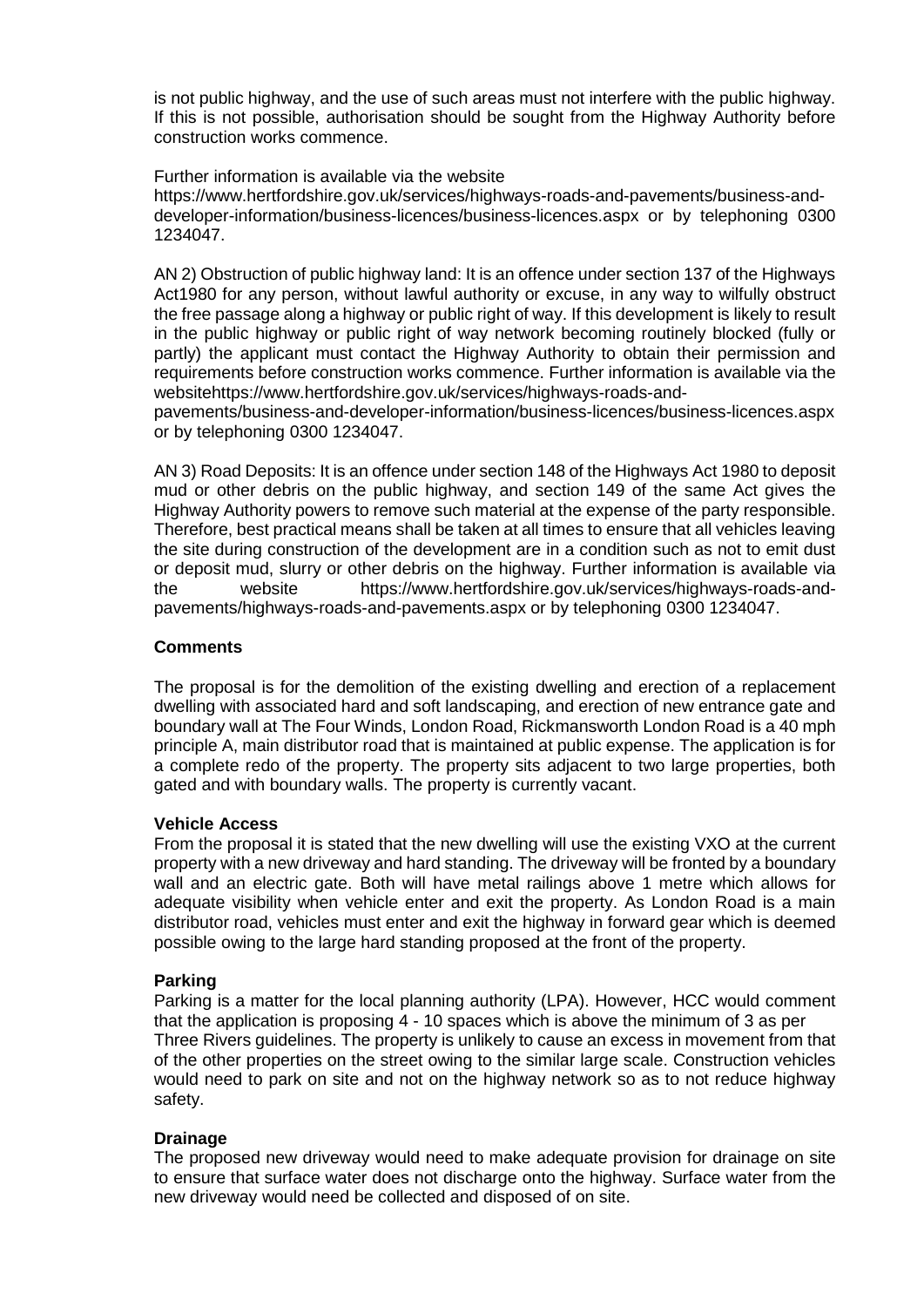is not public highway, and the use of such areas must not interfere with the public highway. If this is not possible, authorisation should be sought from the Highway Authority before construction works commence.

Further information is available via the website https://www.hertfordshire.gov.uk/services/highways-roads-and-pavements/business-and-developer-information/business-licences/business-licences.aspx or by telephoning 0300 1234047.

AN 2) Obstruction of public highway land: It is an offence under section 137 of the Highways Act1980 for any person, without lawful authority or excuse, in any way to wilfully obstruct the free passage along a highway or public right of way. If this development is likely to result in the public highway or public right of way network becoming routinely blocked (fully or partly) the applicant must contact the Highway Authority to obtain their permission and requirements before construction works commence. Further information is available via the websitehttps://www.hertfordshire.gov.uk/services/highways-roads-and-pavements/business-and-developer-information/business-licences/business-licences.aspx or by telephoning 0300 1234047.

AN 3) Road Deposits: It is an offence under section 148 of the Highways Act 1980 to deposit mud or other debris on the public highway, and section 149 of the same Act gives the Highway Authority powers to remove such material at the expense of the party responsible. Therefore, best practical means shall be taken at all times to ensure that all vehicles leaving the site during construction of the development are in a condition such as not to emit dust or deposit mud, slurry or other debris on the highway. Further information is available via the website https://www.hertfordshire.gov.uk/services/highways-roads-and-pavements/highways-roads-and-pavements.aspx or by telephoning 0300 1234047.

**Comments**

The proposal is for the demolition of the existing dwelling and erection of a replacement dwelling with associated hard and soft landscaping, and erection of new entrance gate and boundary wall at The Four Winds, London Road, Rickmansworth London Road is a 40 mph principle A, main distributor road that is maintained at public expense. The application is for a complete redo of the property. The property sits adjacent to two large properties, both gated and with boundary walls. The property is currently vacant.

**Vehicle Access**

From the proposal it is stated that the new dwelling will use the existing VXO at the current property with a new driveway and hard standing. The driveway will be fronted by a boundary wall and an electric gate. Both will have metal railings above 1 metre which allows for adequate visibility when vehicle enter and exit the property. As London Road is a main distributor road, vehicles must enter and exit the highway in forward gear which is deemed possible owing to the large hard standing proposed at the front of the property.

**Parking**

Parking is a matter for the local planning authority (LPA). However, HCC would comment that the application is proposing 4 - 10 spaces which is above the minimum of 3 as per Three Rivers guidelines. The property is unlikely to cause an excess in movement from that of the other properties on the street owing to the similar large scale. Construction vehicles would need to park on site and not on the highway network so as to not reduce highway safety.

**Drainage**

The proposed new driveway would need to make adequate provision for drainage on site to ensure that surface water does not discharge onto the highway. Surface water from the new driveway would need be collected and disposed of on site.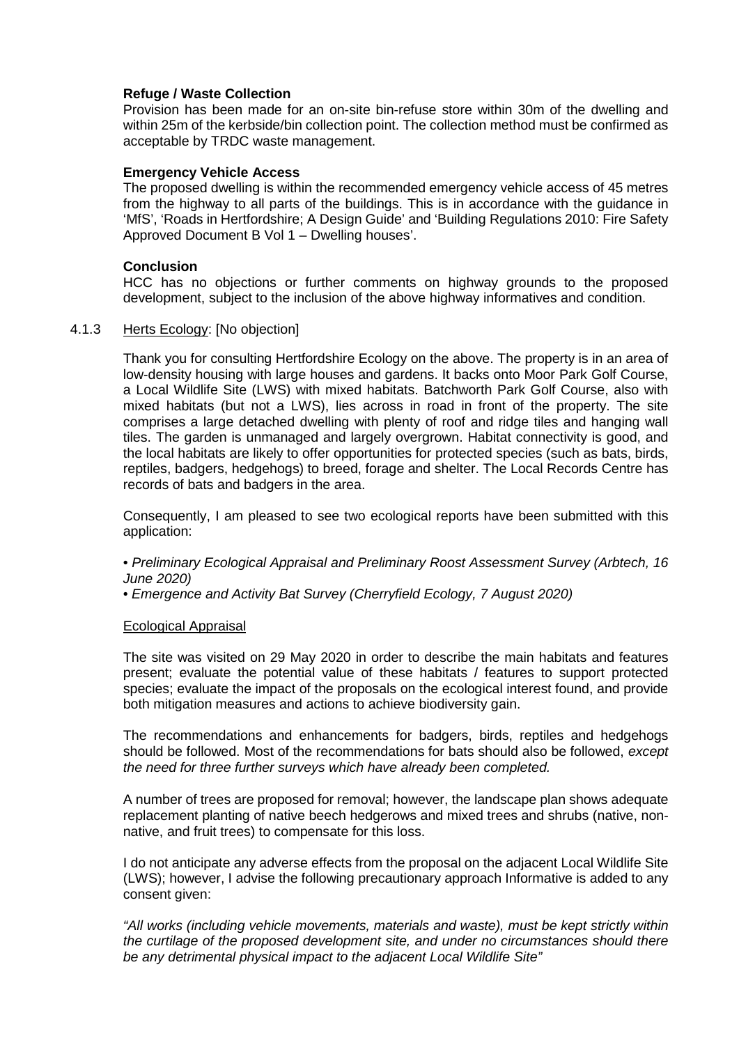**Refuge / Waste Collection**

Provision has been made for an on-site bin-refuse store within 30m of the dwelling and within 25m of the kerbside/bin collection point. The collection method must be confirmed as acceptable by TRDC waste management.

**Emergency Vehicle Access**

The proposed dwelling is within the recommended emergency vehicle access of 45 metres from the highway to all parts of the buildings. This is in accordance with the guidance in 'MfS', 'Roads in Hertfordshire; A Design Guide' and 'Building Regulations 2010: Fire Safety Approved Document B Vol 1 – Dwelling houses'.

**Conclusion**

HCC has no objections or further comments on highway grounds to the proposed development, subject to the inclusion of the above highway informatives and condition.

4.1.3 Herts Ecology: [No objection]

Thank you for consulting Hertfordshire Ecology on the above. The property is in an area of low-density housing with large houses and gardens. It backs onto Moor Park Golf Course, a Local Wildlife Site (LWS) with mixed habitats. Batchworth Park Golf Course, also with mixed habitats (but not a LWS), lies across in road in front of the property. The site comprises a large detached dwelling with plenty of roof and ridge tiles and hanging wall tiles. The garden is unmanaged and largely overgrown. Habitat connectivity is good, and the local habitats are likely to offer opportunities for protected species (such as bats, birds, reptiles, badgers, hedgehogs) to breed, forage and shelter. The Local Records Centre has records of bats and badgers in the area.

Consequently, I am pleased to see two ecological reports have been submitted with this application:

• *Preliminary Ecological Appraisal and Preliminary Roost Assessment Survey (Arbtech, 16 June 2020)*
• *Emergence and Activity Bat Survey (Cherryfield Ecology, 7 August 2020)*

Ecological Appraisal

The site was visited on 29 May 2020 in order to describe the main habitats and features present; evaluate the potential value of these habitats / features to support protected species; evaluate the impact of the proposals on the ecological interest found, and provide both mitigation measures and actions to achieve biodiversity gain.

The recommendations and enhancements for badgers, birds, reptiles and hedgehogs should be followed. Most of the recommendations for bats should also be followed, *except the need for three further surveys which have already been completed.*

A number of trees are proposed for removal; however, the landscape plan shows adequate replacement planting of native beech hedgerows and mixed trees and shrubs (native, non-native, and fruit trees) to compensate for this loss.

I do not anticipate any adverse effects from the proposal on the adjacent Local Wildlife Site (LWS); however, I advise the following precautionary approach Informative is added to any consent given:

*"All works (including vehicle movements, materials and waste), must be kept strictly within the curtilage of the proposed development site, and under no circumstances should there be any detrimental physical impact to the adjacent Local Wildlife Site"*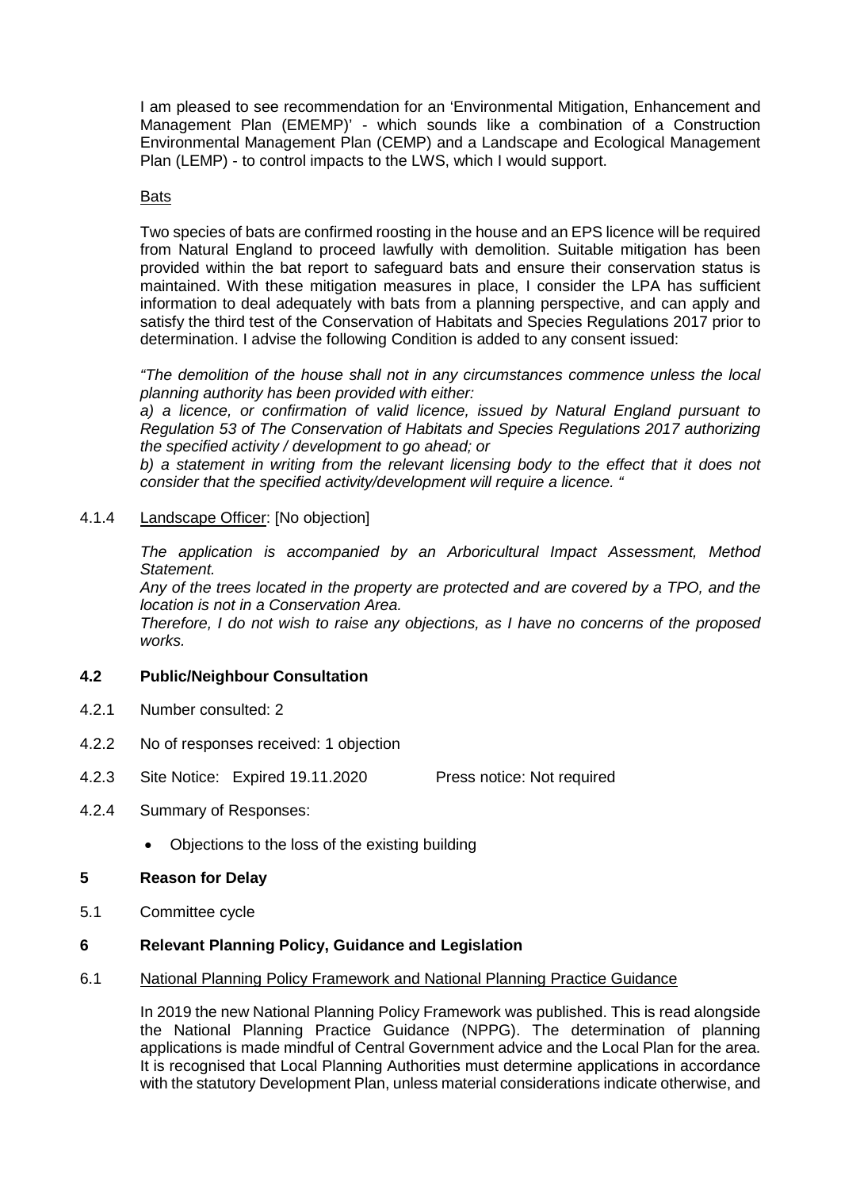I am pleased to see recommendation for an 'Environmental Mitigation, Enhancement and Management Plan (EMEMP)' - which sounds like a combination of a Construction Environmental Management Plan (CEMP) and a Landscape and Ecological Management Plan (LEMP) - to control impacts to the LWS, which I would support.

Bats

Two species of bats are confirmed roosting in the house and an EPS licence will be required from Natural England to proceed lawfully with demolition. Suitable mitigation has been provided within the bat report to safeguard bats and ensure their conservation status is maintained. With these mitigation measures in place, I consider the LPA has sufficient information to deal adequately with bats from a planning perspective, and can apply and satisfy the third test of the Conservation of Habitats and Species Regulations 2017 prior to determination. I advise the following Condition is added to any consent issued:

*"The demolition of the house shall not in any circumstances commence unless the local planning authority has been provided with either:*
*a) a licence, or confirmation of valid licence, issued by Natural England pursuant to Regulation 53 of The Conservation of Habitats and Species Regulations 2017 authorizing the specified activity / development to go ahead; or*
*b) a statement in writing from the relevant licensing body to the effect that it does not consider that the specified activity/development will require a licence. "*

4.1.4 Landscape Officer: [No objection]

*The application is accompanied by an Arboricultural Impact Assessment, Method Statement.*
*Any of the trees located in the property are protected and are covered by a TPO, and the location is not in a Conservation Area.*
*Therefore, I do not wish to raise any objections, as I have no concerns of the proposed works.*

## 4.2 Public/Neighbour Consultation

4.2.1 Number consulted: 2

4.2.2 No of responses received: 1 objection

4.2.3 Site Notice: Expired 19.11.2020 Press notice: Not required

4.2.4 Summary of Responses:

- Objections to the loss of the existing building

## 5 Reason for Delay

5.1 Committee cycle

## 6 Relevant Planning Policy, Guidance and Legislation

6.1 National Planning Policy Framework and National Planning Practice Guidance

In 2019 the new National Planning Policy Framework was published. This is read alongside the National Planning Practice Guidance (NPPG). The determination of planning applications is made mindful of Central Government advice and the Local Plan for the area. It is recognised that Local Planning Authorities must determine applications in accordance with the statutory Development Plan, unless material considerations indicate otherwise, and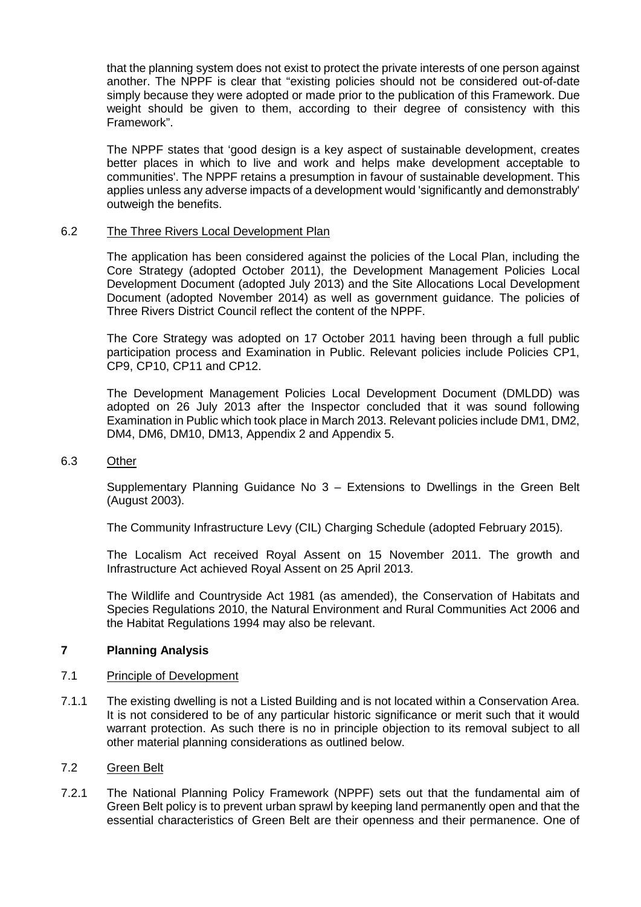that the planning system does not exist to protect the private interests of one person against another. The NPPF is clear that "existing policies should not be considered out-of-date simply because they were adopted or made prior to the publication of this Framework. Due weight should be given to them, according to their degree of consistency with this Framework".

The NPPF states that 'good design is a key aspect of sustainable development, creates better places in which to live and work and helps make development acceptable to communities'. The NPPF retains a presumption in favour of sustainable development. This applies unless any adverse impacts of a development would 'significantly and demonstrably' outweigh the benefits.

6.2 The Three Rivers Local Development Plan

The application has been considered against the policies of the Local Plan, including the Core Strategy (adopted October 2011), the Development Management Policies Local Development Document (adopted July 2013) and the Site Allocations Local Development Document (adopted November 2014) as well as government guidance. The policies of Three Rivers District Council reflect the content of the NPPF.

The Core Strategy was adopted on 17 October 2011 having been through a full public participation process and Examination in Public. Relevant policies include Policies CP1, CP9, CP10, CP11 and CP12.

The Development Management Policies Local Development Document (DMLDD) was adopted on 26 July 2013 after the Inspector concluded that it was sound following Examination in Public which took place in March 2013. Relevant policies include DM1, DM2, DM4, DM6, DM10, DM13, Appendix 2 and Appendix 5.

6.3 Other

Supplementary Planning Guidance No 3 – Extensions to Dwellings in the Green Belt (August 2003).

The Community Infrastructure Levy (CIL) Charging Schedule (adopted February 2015).

The Localism Act received Royal Assent on 15 November 2011. The growth and Infrastructure Act achieved Royal Assent on 25 April 2013.

The Wildlife and Countryside Act 1981 (as amended), the Conservation of Habitats and Species Regulations 2010, the Natural Environment and Rural Communities Act 2006 and the Habitat Regulations 1994 may also be relevant.

## 7 Planning Analysis

7.1 Principle of Development

7.1.1 The existing dwelling is not a Listed Building and is not located within a Conservation Area. It is not considered to be of any particular historic significance or merit such that it would warrant protection. As such there is no in principle objection to its removal subject to all other material planning considerations as outlined below.

7.2 Green Belt

7.2.1 The National Planning Policy Framework (NPPF) sets out that the fundamental aim of Green Belt policy is to prevent urban sprawl by keeping land permanently open and that the essential characteristics of Green Belt are their openness and their permanence. One of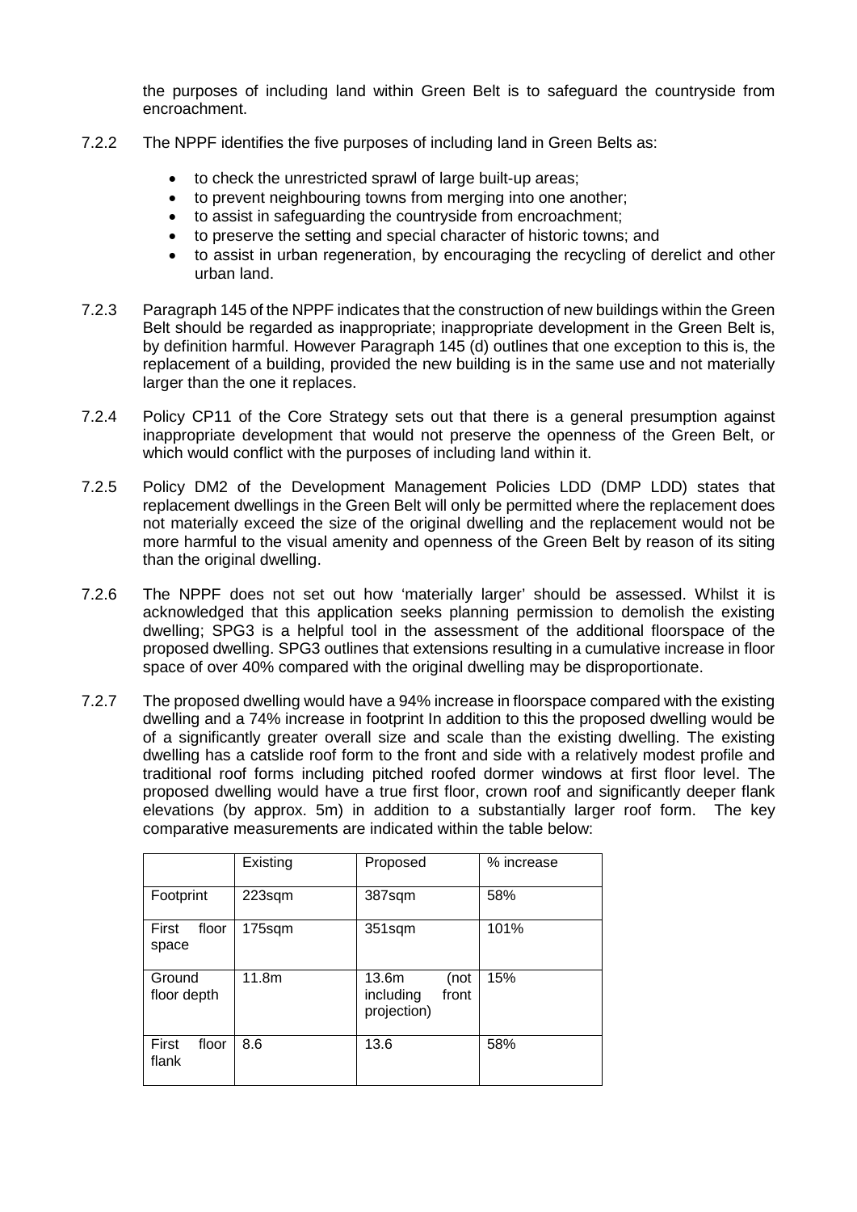the purposes of including land within Green Belt is to safeguard the countryside from encroachment.

7.2.2 The NPPF identifies the five purposes of including land in Green Belts as:

- to check the unrestricted sprawl of large built-up areas;
- to prevent neighbouring towns from merging into one another;
- to assist in safeguarding the countryside from encroachment;
- to preserve the setting and special character of historic towns; and
- to assist in urban regeneration, by encouraging the recycling of derelict and other urban land.

7.2.3 Paragraph 145 of the NPPF indicates that the construction of new buildings within the Green Belt should be regarded as inappropriate; inappropriate development in the Green Belt is, by definition harmful. However Paragraph 145 (d) outlines that one exception to this is, the replacement of a building, provided the new building is in the same use and not materially larger than the one it replaces.

7.2.4 Policy CP11 of the Core Strategy sets out that there is a general presumption against inappropriate development that would not preserve the openness of the Green Belt, or which would conflict with the purposes of including land within it.

7.2.5 Policy DM2 of the Development Management Policies LDD (DMP LDD) states that replacement dwellings in the Green Belt will only be permitted where the replacement does not materially exceed the size of the original dwelling and the replacement would not be more harmful to the visual amenity and openness of the Green Belt by reason of its siting than the original dwelling.

7.2.6 The NPPF does not set out how 'materially larger' should be assessed. Whilst it is acknowledged that this application seeks planning permission to demolish the existing dwelling; SPG3 is a helpful tool in the assessment of the additional floorspace of the proposed dwelling. SPG3 outlines that extensions resulting in a cumulative increase in floor space of over 40% compared with the original dwelling may be disproportionate.

7.2.7 The proposed dwelling would have a 94% increase in floorspace compared with the existing dwelling and a 74% increase in footprint In addition to this the proposed dwelling would be of a significantly greater overall size and scale than the existing dwelling. The existing dwelling has a catslide roof form to the front and side with a relatively modest profile and traditional roof forms including pitched roofed dormer windows at first floor level. The proposed dwelling would have a true first floor, crown roof and significantly deeper flank elevations (by approx. 5m) in addition to a substantially larger roof form. The key comparative measurements are indicated within the table below:

| | Existing | Proposed | % increase |
|---|---|---|---|
| Footprint | 223sqm | 387sqm | 58% |
| First floor space | 175sqm | 351sqm | 101% |
| Ground floor depth | 11.8m | 13.6m (not including front projection) | 15% |
| First floor flank | 8.6 | 13.6 | 58% |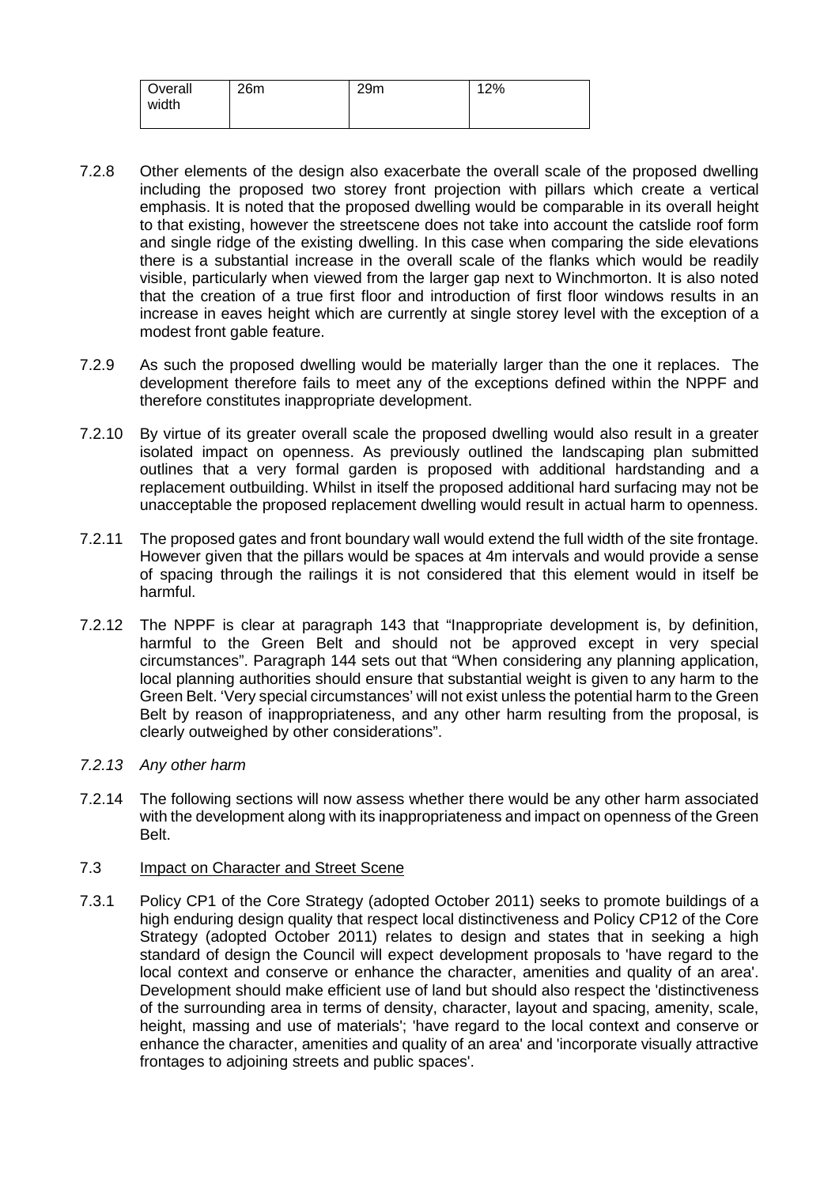| Overall width | 26m | 29m | 12% |
|---|---|---|---|

7.2.8 Other elements of the design also exacerbate the overall scale of the proposed dwelling including the proposed two storey front projection with pillars which create a vertical emphasis. It is noted that the proposed dwelling would be comparable in its overall height to that existing, however the streetscene does not take into account the catslide roof form and single ridge of the existing dwelling. In this case when comparing the side elevations there is a substantial increase in the overall scale of the flanks which would be readily visible, particularly when viewed from the larger gap next to Winchmorton. It is also noted that the creation of a true first floor and introduction of first floor windows results in an increase in eaves height which are currently at single storey level with the exception of a modest front gable feature.

7.2.9 As such the proposed dwelling would be materially larger than the one it replaces. The development therefore fails to meet any of the exceptions defined within the NPPF and therefore constitutes inappropriate development.

7.2.10 By virtue of its greater overall scale the proposed dwelling would also result in a greater isolated impact on openness. As previously outlined the landscaping plan submitted outlines that a very formal garden is proposed with additional hardstanding and a replacement outbuilding. Whilst in itself the proposed additional hard surfacing may not be unacceptable the proposed replacement dwelling would result in actual harm to openness.

7.2.11 The proposed gates and front boundary wall would extend the full width of the site frontage. However given that the pillars would be spaces at 4m intervals and would provide a sense of spacing through the railings it is not considered that this element would in itself be harmful.

7.2.12 The NPPF is clear at paragraph 143 that "Inappropriate development is, by definition, harmful to the Green Belt and should not be approved except in very special circumstances". Paragraph 144 sets out that "When considering any planning application, local planning authorities should ensure that substantial weight is given to any harm to the Green Belt. 'Very special circumstances' will not exist unless the potential harm to the Green Belt by reason of inappropriateness, and any other harm resulting from the proposal, is clearly outweighed by other considerations".

*7.2.13 Any other harm*

7.2.14 The following sections will now assess whether there would be any other harm associated with the development along with its inappropriateness and impact on openness of the Green Belt.

7.3 Impact on Character and Street Scene

7.3.1 Policy CP1 of the Core Strategy (adopted October 2011) seeks to promote buildings of a high enduring design quality that respect local distinctiveness and Policy CP12 of the Core Strategy (adopted October 2011) relates to design and states that in seeking a high standard of design the Council will expect development proposals to 'have regard to the local context and conserve or enhance the character, amenities and quality of an area'. Development should make efficient use of land but should also respect the 'distinctiveness of the surrounding area in terms of density, character, layout and spacing, amenity, scale, height, massing and use of materials'; 'have regard to the local context and conserve or enhance the character, amenities and quality of an area' and 'incorporate visually attractive frontages to adjoining streets and public spaces'.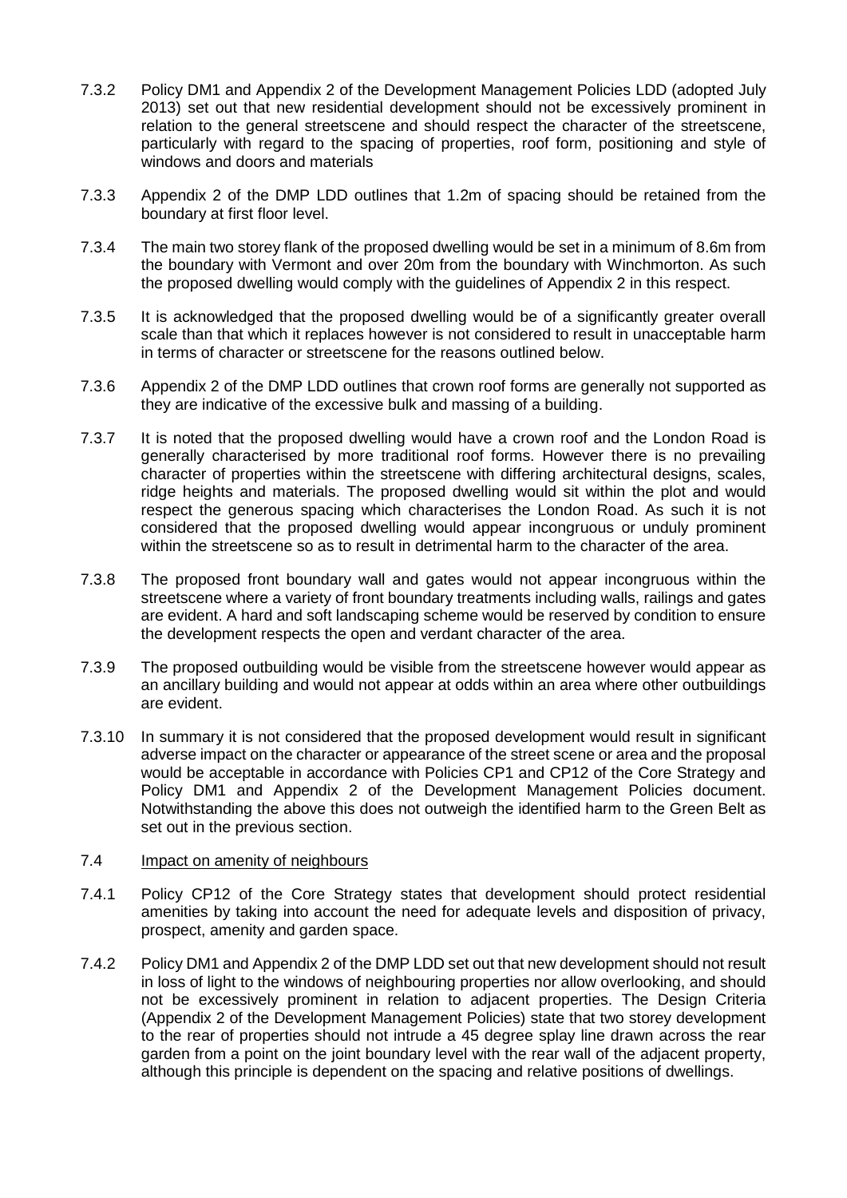7.3.2 Policy DM1 and Appendix 2 of the Development Management Policies LDD (adopted July 2013) set out that new residential development should not be excessively prominent in relation to the general streetscene and should respect the character of the streetscene, particularly with regard to the spacing of properties, roof form, positioning and style of windows and doors and materials

7.3.3 Appendix 2 of the DMP LDD outlines that 1.2m of spacing should be retained from the boundary at first floor level.

7.3.4 The main two storey flank of the proposed dwelling would be set in a minimum of 8.6m from the boundary with Vermont and over 20m from the boundary with Winchmorton. As such the proposed dwelling would comply with the guidelines of Appendix 2 in this respect.

7.3.5 It is acknowledged that the proposed dwelling would be of a significantly greater overall scale than that which it replaces however is not considered to result in unacceptable harm in terms of character or streetscene for the reasons outlined below.

7.3.6 Appendix 2 of the DMP LDD outlines that crown roof forms are generally not supported as they are indicative of the excessive bulk and massing of a building.

7.3.7 It is noted that the proposed dwelling would have a crown roof and the London Road is generally characterised by more traditional roof forms. However there is no prevailing character of properties within the streetscene with differing architectural designs, scales, ridge heights and materials. The proposed dwelling would sit within the plot and would respect the generous spacing which characterises the London Road. As such it is not considered that the proposed dwelling would appear incongruous or unduly prominent within the streetscene so as to result in detrimental harm to the character of the area.

7.3.8 The proposed front boundary wall and gates would not appear incongruous within the streetscene where a variety of front boundary treatments including walls, railings and gates are evident. A hard and soft landscaping scheme would be reserved by condition to ensure the development respects the open and verdant character of the area.

7.3.9 The proposed outbuilding would be visible from the streetscene however would appear as an ancillary building and would not appear at odds within an area where other outbuildings are evident.

7.3.10 In summary it is not considered that the proposed development would result in significant adverse impact on the character or appearance of the street scene or area and the proposal would be acceptable in accordance with Policies CP1 and CP12 of the Core Strategy and Policy DM1 and Appendix 2 of the Development Management Policies document. Notwithstanding the above this does not outweigh the identified harm to the Green Belt as set out in the previous section.

7.4 <u>Impact on amenity of neighbours</u>

7.4.1 Policy CP12 of the Core Strategy states that development should protect residential amenities by taking into account the need for adequate levels and disposition of privacy, prospect, amenity and garden space.

7.4.2 Policy DM1 and Appendix 2 of the DMP LDD set out that new development should not result in loss of light to the windows of neighbouring properties nor allow overlooking, and should not be excessively prominent in relation to adjacent properties. The Design Criteria (Appendix 2 of the Development Management Policies) state that two storey development to the rear of properties should not intrude a 45 degree splay line drawn across the rear garden from a point on the joint boundary level with the rear wall of the adjacent property, although this principle is dependent on the spacing and relative positions of dwellings.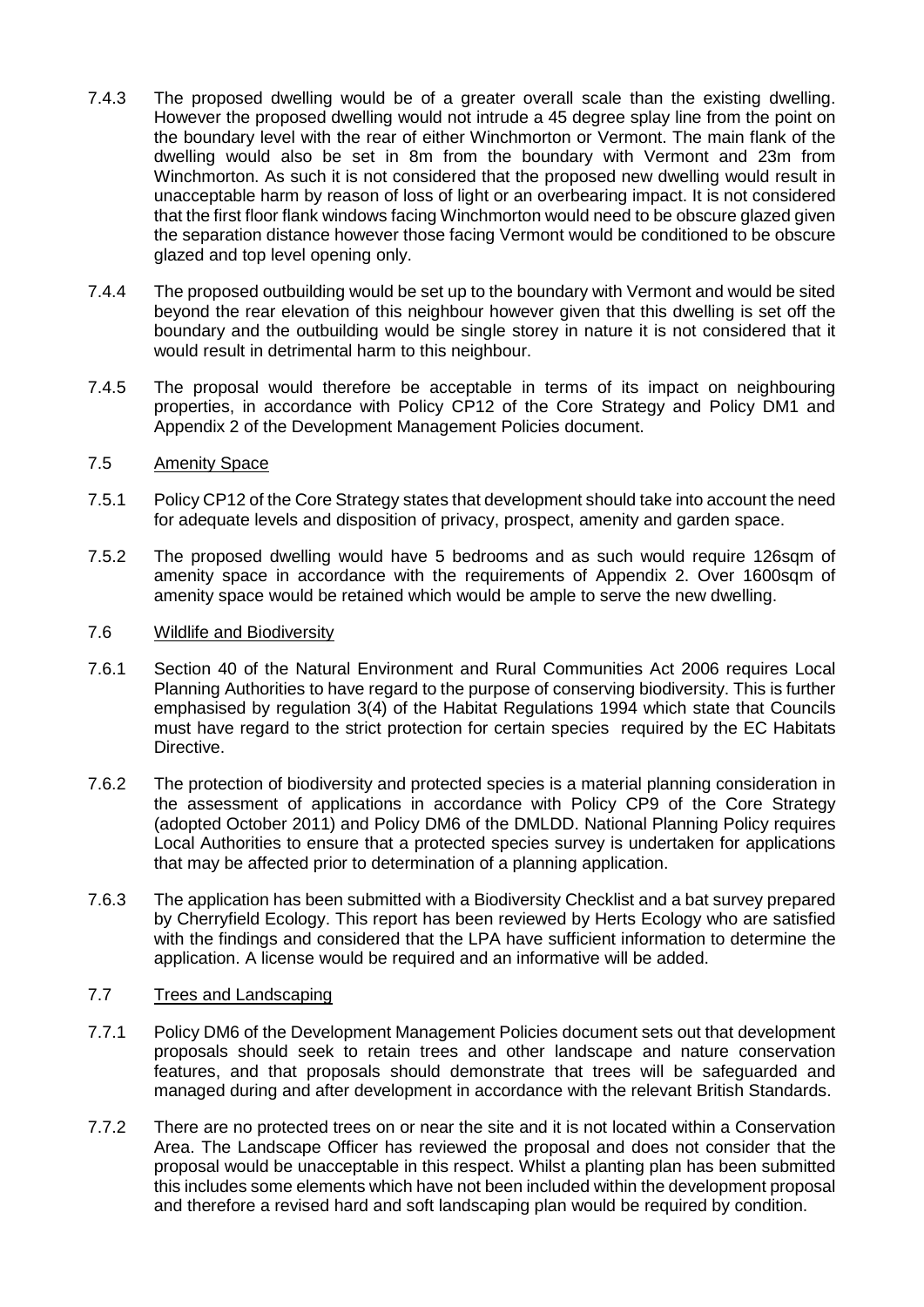7.4.3 The proposed dwelling would be of a greater overall scale than the existing dwelling. However the proposed dwelling would not intrude a 45 degree splay line from the point on the boundary level with the rear of either Winchmorton or Vermont. The main flank of the dwelling would also be set in 8m from the boundary with Vermont and 23m from Winchmorton. As such it is not considered that the proposed new dwelling would result in unacceptable harm by reason of loss of light or an overbearing impact. It is not considered that the first floor flank windows facing Winchmorton would need to be obscure glazed given the separation distance however those facing Vermont would be conditioned to be obscure glazed and top level opening only.

7.4.4 The proposed outbuilding would be set up to the boundary with Vermont and would be sited beyond the rear elevation of this neighbour however given that this dwelling is set off the boundary and the outbuilding would be single storey in nature it is not considered that it would result in detrimental harm to this neighbour.

7.4.5 The proposal would therefore be acceptable in terms of its impact on neighbouring properties, in accordance with Policy CP12 of the Core Strategy and Policy DM1 and Appendix 2 of the Development Management Policies document.

7.5 <u>Amenity Space</u>

7.5.1 Policy CP12 of the Core Strategy states that development should take into account the need for adequate levels and disposition of privacy, prospect, amenity and garden space.

7.5.2 The proposed dwelling would have 5 bedrooms and as such would require 126sqm of amenity space in accordance with the requirements of Appendix 2. Over 1600sqm of amenity space would be retained which would be ample to serve the new dwelling.

7.6 <u>Wildlife and Biodiversity</u>

7.6.1 Section 40 of the Natural Environment and Rural Communities Act 2006 requires Local Planning Authorities to have regard to the purpose of conserving biodiversity. This is further emphasised by regulation 3(4) of the Habitat Regulations 1994 which state that Councils must have regard to the strict protection for certain species required by the EC Habitats Directive.

7.6.2 The protection of biodiversity and protected species is a material planning consideration in the assessment of applications in accordance with Policy CP9 of the Core Strategy (adopted October 2011) and Policy DM6 of the DMLDD. National Planning Policy requires Local Authorities to ensure that a protected species survey is undertaken for applications that may be affected prior to determination of a planning application.

7.6.3 The application has been submitted with a Biodiversity Checklist and a bat survey prepared by Cherryfield Ecology. This report has been reviewed by Herts Ecology who are satisfied with the findings and considered that the LPA have sufficient information to determine the application. A license would be required and an informative will be added.

7.7 <u>Trees and Landscaping</u>

7.7.1 Policy DM6 of the Development Management Policies document sets out that development proposals should seek to retain trees and other landscape and nature conservation features, and that proposals should demonstrate that trees will be safeguarded and managed during and after development in accordance with the relevant British Standards.

7.7.2 There are no protected trees on or near the site and it is not located within a Conservation Area. The Landscape Officer has reviewed the proposal and does not consider that the proposal would be unacceptable in this respect. Whilst a planting plan has been submitted this includes some elements which have not been included within the development proposal and therefore a revised hard and soft landscaping plan would be required by condition.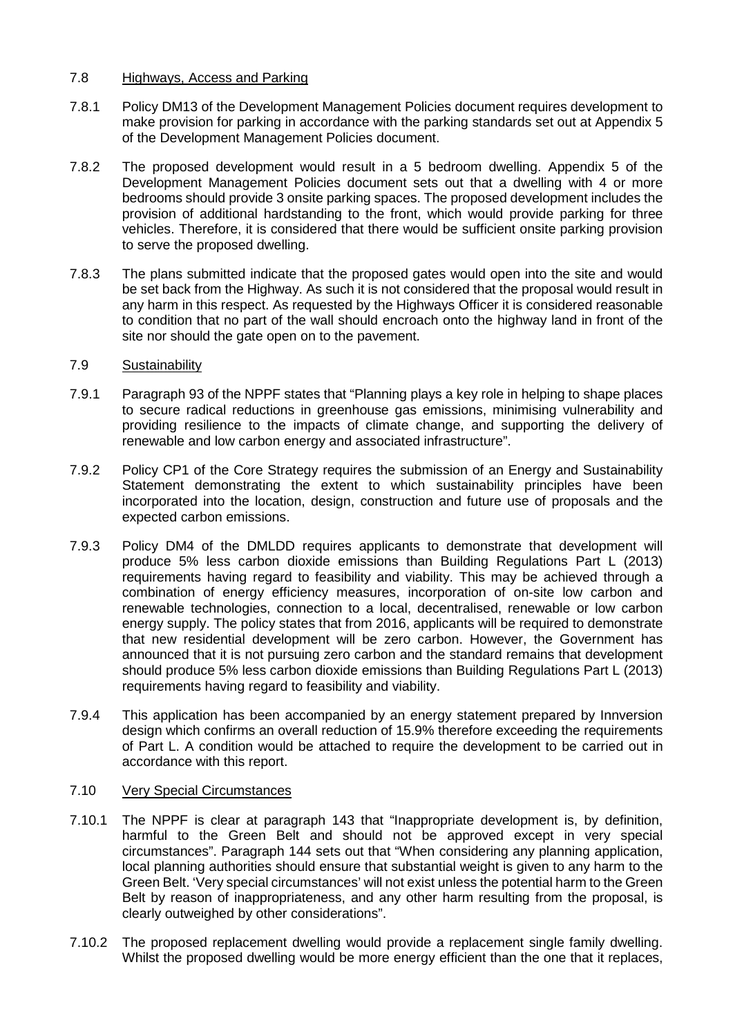### 7.8 Highways, Access and Parking

7.8.1 Policy DM13 of the Development Management Policies document requires development to make provision for parking in accordance with the parking standards set out at Appendix 5 of the Development Management Policies document.

7.8.2 The proposed development would result in a 5 bedroom dwelling. Appendix 5 of the Development Management Policies document sets out that a dwelling with 4 or more bedrooms should provide 3 onsite parking spaces. The proposed development includes the provision of additional hardstanding to the front, which would provide parking for three vehicles. Therefore, it is considered that there would be sufficient onsite parking provision to serve the proposed dwelling.

7.8.3 The plans submitted indicate that the proposed gates would open into the site and would be set back from the Highway. As such it is not considered that the proposal would result in any harm in this respect. As requested by the Highways Officer it is considered reasonable to condition that no part of the wall should encroach onto the highway land in front of the site nor should the gate open on to the pavement.

### 7.9 Sustainability

7.9.1 Paragraph 93 of the NPPF states that "Planning plays a key role in helping to shape places to secure radical reductions in greenhouse gas emissions, minimising vulnerability and providing resilience to the impacts of climate change, and supporting the delivery of renewable and low carbon energy and associated infrastructure".

7.9.2 Policy CP1 of the Core Strategy requires the submission of an Energy and Sustainability Statement demonstrating the extent to which sustainability principles have been incorporated into the location, design, construction and future use of proposals and the expected carbon emissions.

7.9.3 Policy DM4 of the DMLDD requires applicants to demonstrate that development will produce 5% less carbon dioxide emissions than Building Regulations Part L (2013) requirements having regard to feasibility and viability. This may be achieved through a combination of energy efficiency measures, incorporation of on-site low carbon and renewable technologies, connection to a local, decentralised, renewable or low carbon energy supply. The policy states that from 2016, applicants will be required to demonstrate that new residential development will be zero carbon. However, the Government has announced that it is not pursuing zero carbon and the standard remains that development should produce 5% less carbon dioxide emissions than Building Regulations Part L (2013) requirements having regard to feasibility and viability.

7.9.4 This application has been accompanied by an energy statement prepared by Innversion design which confirms an overall reduction of 15.9% therefore exceeding the requirements of Part L. A condition would be attached to require the development to be carried out in accordance with this report.

### 7.10 Very Special Circumstances

7.10.1 The NPPF is clear at paragraph 143 that "Inappropriate development is, by definition, harmful to the Green Belt and should not be approved except in very special circumstances". Paragraph 144 sets out that "When considering any planning application, local planning authorities should ensure that substantial weight is given to any harm to the Green Belt. 'Very special circumstances' will not exist unless the potential harm to the Green Belt by reason of inappropriateness, and any other harm resulting from the proposal, is clearly outweighed by other considerations".

7.10.2 The proposed replacement dwelling would provide a replacement single family dwelling. Whilst the proposed dwelling would be more energy efficient than the one that it replaces,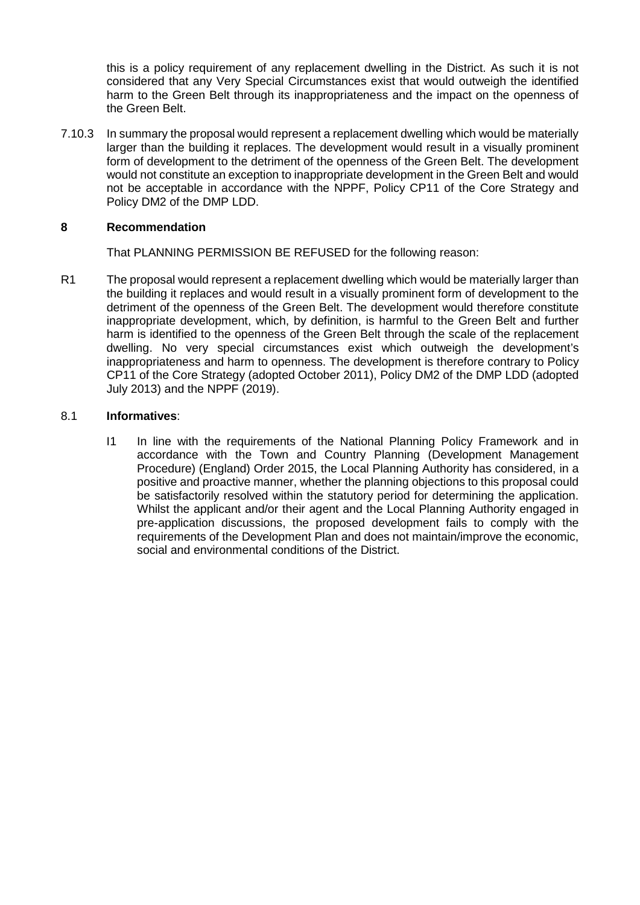this is a policy requirement of any replacement dwelling in the District. As such it is not considered that any Very Special Circumstances exist that would outweigh the identified harm to the Green Belt through its inappropriateness and the impact on the openness of the Green Belt.

7.10.3 In summary the proposal would represent a replacement dwelling which would be materially larger than the building it replaces. The development would result in a visually prominent form of development to the detriment of the openness of the Green Belt. The development would not constitute an exception to inappropriate development in the Green Belt and would not be acceptable in accordance with the NPPF, Policy CP11 of the Core Strategy and Policy DM2 of the DMP LDD.

## 8 Recommendation

That PLANNING PERMISSION BE REFUSED for the following reason:

R1 The proposal would represent a replacement dwelling which would be materially larger than the building it replaces and would result in a visually prominent form of development to the detriment of the openness of the Green Belt. The development would therefore constitute inappropriate development, which, by definition, is harmful to the Green Belt and further harm is identified to the openness of the Green Belt through the scale of the replacement dwelling. No very special circumstances exist which outweigh the development's inappropriateness and harm to openness. The development is therefore contrary to Policy CP11 of the Core Strategy (adopted October 2011), Policy DM2 of the DMP LDD (adopted July 2013) and the NPPF (2019).

8.1 **Informatives**:

I1 In line with the requirements of the National Planning Policy Framework and in accordance with the Town and Country Planning (Development Management Procedure) (England) Order 2015, the Local Planning Authority has considered, in a positive and proactive manner, whether the planning objections to this proposal could be satisfactorily resolved within the statutory period for determining the application. Whilst the applicant and/or their agent and the Local Planning Authority engaged in pre-application discussions, the proposed development fails to comply with the requirements of the Development Plan and does not maintain/improve the economic, social and environmental conditions of the District.